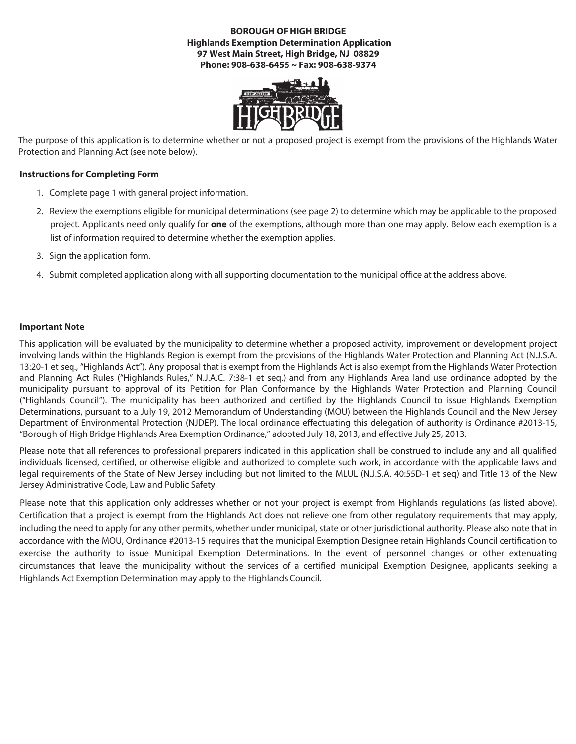**BOROUGH OF HIGH BRIDGE**
**Highlands Exemption Determination Application**
**97 West Main Street, High Bridge, NJ 08829**
**Phone: 908-638-6455 ~ Fax: 908-638-9374**

The purpose of this application is to determine whether or not a proposed project is exempt from the provisions of the Highlands Water Protection and Planning Act (see note below).

### Instructions for Completing Form

1. Complete page 1 with general project information.
2. Review the exemptions eligible for municipal determinations (see page 2) to determine which may be applicable to the proposed project. Applicants need only qualify for **one** of the exemptions, although more than one may apply. Below each exemption is a list of information required to determine whether the exemption applies.
3. Sign the application form.
4. Submit completed application along with all supporting documentation to the municipal office at the address above.

### Important Note

This application will be evaluated by the municipality to determine whether a proposed activity, improvement or development project involving lands within the Highlands Region is exempt from the provisions of the Highlands Water Protection and Planning Act (N.J.S.A. 13:20-1 et seq., "Highlands Act"). Any proposal that is exempt from the Highlands Act is also exempt from the Highlands Water Protection and Planning Act Rules ("Highlands Rules," N.J.A.C. 7:38-1 et seq.) and from any Highlands Area land use ordinance adopted by the municipality pursuant to approval of its Petition for Plan Conformance by the Highlands Water Protection and Planning Council ("Highlands Council"). The municipality has been authorized and certified by the Highlands Council to issue Highlands Exemption Determinations, pursuant to a July 19, 2012 Memorandum of Understanding (MOU) between the Highlands Council and the New Jersey Department of Environmental Protection (NJDEP). The local ordinance effectuating this delegation of authority is Ordinance #2013-15, "Borough of High Bridge Highlands Area Exemption Ordinance," adopted July 18, 2013, and effective July 25, 2013.

Please note that all references to professional preparers indicated in this application shall be construed to include any and all qualified individuals licensed, certified, or otherwise eligible and authorized to complete such work, in accordance with the applicable laws and legal requirements of the State of New Jersey including but not limited to the MLUL (N.J.S.A. 40:55D-1 et seq) and Title 13 of the New Jersey Administrative Code, Law and Public Safety.

Please note that this application only addresses whether or not your project is exempt from Highlands regulations (as listed above). Certification that a project is exempt from the Highlands Act does not relieve one from other regulatory requirements that may apply, including the need to apply for any other permits, whether under municipal, state or other jurisdictional authority. Please also note that in accordance with the MOU, Ordinance #2013-15 requires that the municipal Exemption Designee retain Highlands Council certification to exercise the authority to issue Municipal Exemption Determinations. In the event of personnel changes or other extenuating circumstances that leave the municipality without the services of a certified municipal Exemption Designee, applicants seeking a Highlands Act Exemption Determination may apply to the Highlands Council.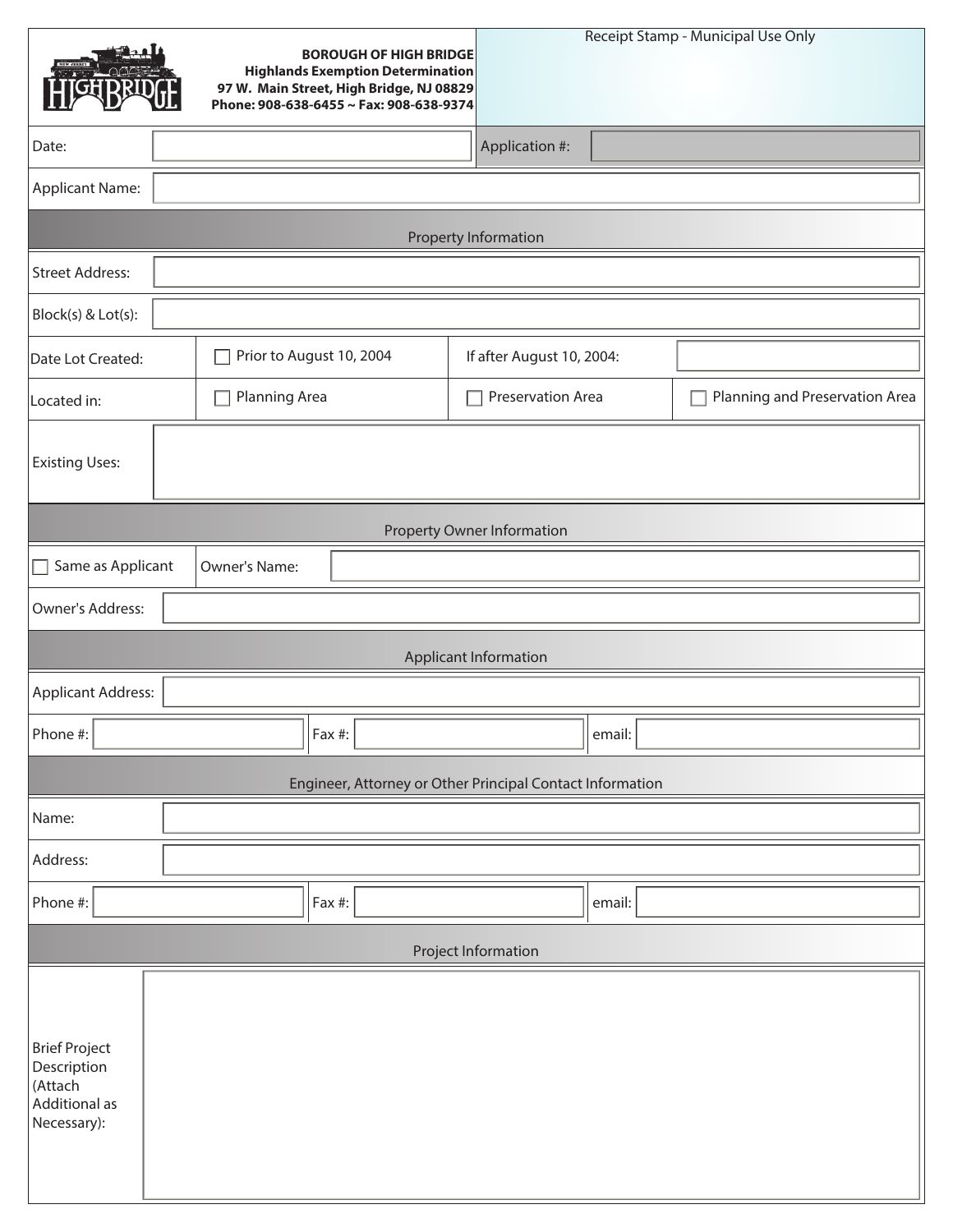**BOROUGH OF HIGH BRIDGE**
**Highlands Exemption Determination**
**97 W. Main Street, High Bridge, NJ 08829**
**Phone: 908-638-6455 ~ Fax: 908-638-9374**

Receipt Stamp - Municipal Use Only

| Date: | | Application #: | |
|---|---|---|---|

Applicant Name:

## Property Information

Street Address:

Block(s) & Lot(s):

| Date Lot Created: | ☐ Prior to August 10, 2004 | If after August 10, 2004: | |
|---|---|---|---|
| Located in: | ☐ Planning Area | ☐ Preservation Area | ☐ Planning and Preservation Area |

Existing Uses:

## Property Owner Information

| ☐ Same as Applicant | Owner's Name: | |
|---|---|---|

Owner's Address:

## Applicant Information

Applicant Address:

| Phone #: | | Fax #: | | email: | |
|---|---|---|---|---|---|

## Engineer, Attorney or Other Principal Contact Information

Name:

Address:

| Phone #: | | Fax #: | | email: | |
|---|---|---|---|---|---|

## Project Information

Brief Project Description (Attach Additional as Necessary):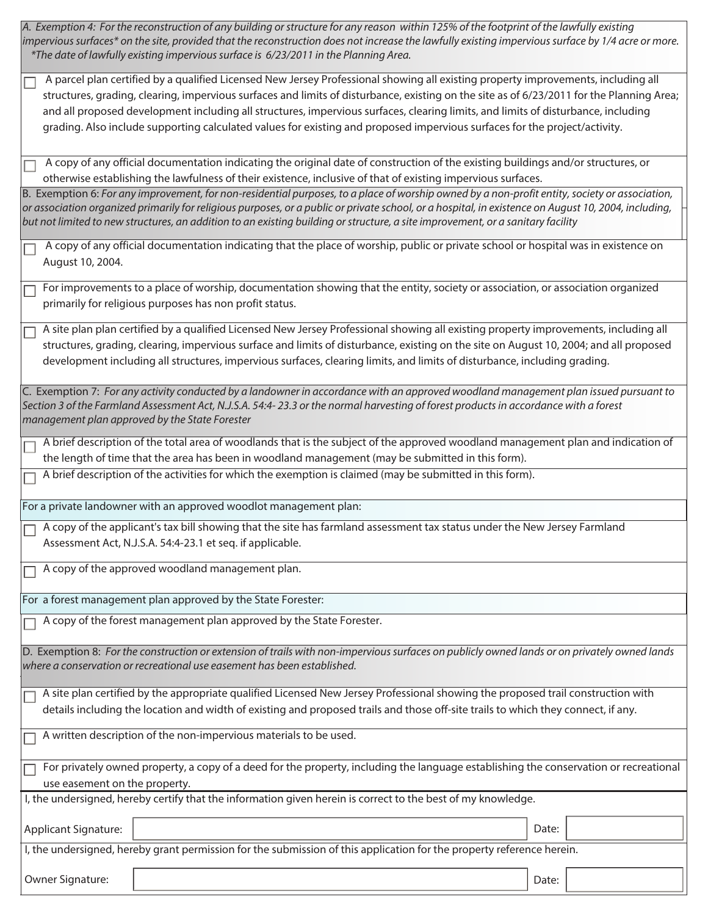**A. Exemption 4:** *For the reconstruction of any building or structure for any reason within 125% of the footprint of the lawfully existing impervious surfaces* on the site, provided that the reconstruction does not increase the lawfully existing impervious surface by 1/4 acre or more.*
*\*The date of lawfully existing impervious surface is 6/23/2011 in the Planning Area.*

- ☐ A parcel plan certified by a qualified Licensed New Jersey Professional showing all existing property improvements, including all structures, grading, clearing, impervious surfaces and limits of disturbance, existing on the site as of 6/23/2011 for the Planning Area; and all proposed development including all structures, impervious surfaces, clearing limits, and limits of disturbance, including grading. Also include supporting calculated values for existing and proposed impervious surfaces for the project/activity.
- ☐ A copy of any official documentation indicating the original date of construction of the existing buildings and/or structures, or otherwise establishing the lawfulness of their existence, inclusive of that of existing impervious surfaces.

**B. Exemption 6:** *For any improvement, for non-residential purposes, to a place of worship owned by a non-profit entity, society or association, or association organized primarily for religious purposes, or a public or private school, or a hospital, in existence on August 10, 2004, including, but not limited to new structures, an addition to an existing building or structure, a site improvement, or a sanitary facility*

- ☐ A copy of any official documentation indicating that the place of worship, public or private school or hospital was in existence on August 10, 2004.
- ☐ For improvements to a place of worship, documentation showing that the entity, society or association, or association organized primarily for religious purposes has non profit status.
- ☐ A site plan plan certified by a qualified Licensed New Jersey Professional showing all existing property improvements, including all structures, grading, clearing, impervious surface and limits of disturbance, existing on the site on August 10, 2004; and all proposed development including all structures, impervious surfaces, clearing limits, and limits of disturbance, including grading.

**C. Exemption 7:** *For any activity conducted by a landowner in accordance with an approved woodland management plan issued pursuant to Section 3 of the Farmland Assessment Act, N.J.S.A. 54:4- 23.3 or the normal harvesting of forest products in accordance with a forest management plan approved by the State Forester*

- ☐ A brief description of the total area of woodlands that is the subject of the approved woodland management plan and indication of the length of time that the area has been in woodland management (may be submitted in this form).
- ☐ A brief description of the activities for which the exemption is claimed (may be submitted in this form).

For a private landowner with an approved woodlot management plan:

- ☐ A copy of the applicant's tax bill showing that the site has farmland assessment tax status under the New Jersey Farmland Assessment Act, N.J.S.A. 54:4-23.1 et seq. if applicable.
- ☐ A copy of the approved woodland management plan.

For a forest management plan approved by the State Forester:

- ☐ A copy of the forest management plan approved by the State Forester.

**D. Exemption 8:** *For the construction or extension of trails with non-impervious surfaces on publicly owned lands or on privately owned lands where a conservation or recreational use easement has been established.*

- ☐ A site plan certified by the appropriate qualified Licensed New Jersey Professional showing the proposed trail construction with details including the location and width of existing and proposed trails and those off-site trails to which they connect, if any.
- ☐ A written description of the non-impervious materials to be used.
- ☐ For privately owned property, a copy of a deed for the property, including the language establishing the conservation or recreational use easement on the property.

I, the undersigned, hereby certify that the information given herein is correct to the best of my knowledge.

Applicant Signature: ____________________ Date: ________

I, the undersigned, hereby grant permission for the submission of this application for the property reference herein.

Owner Signature: ____________________ Date: ________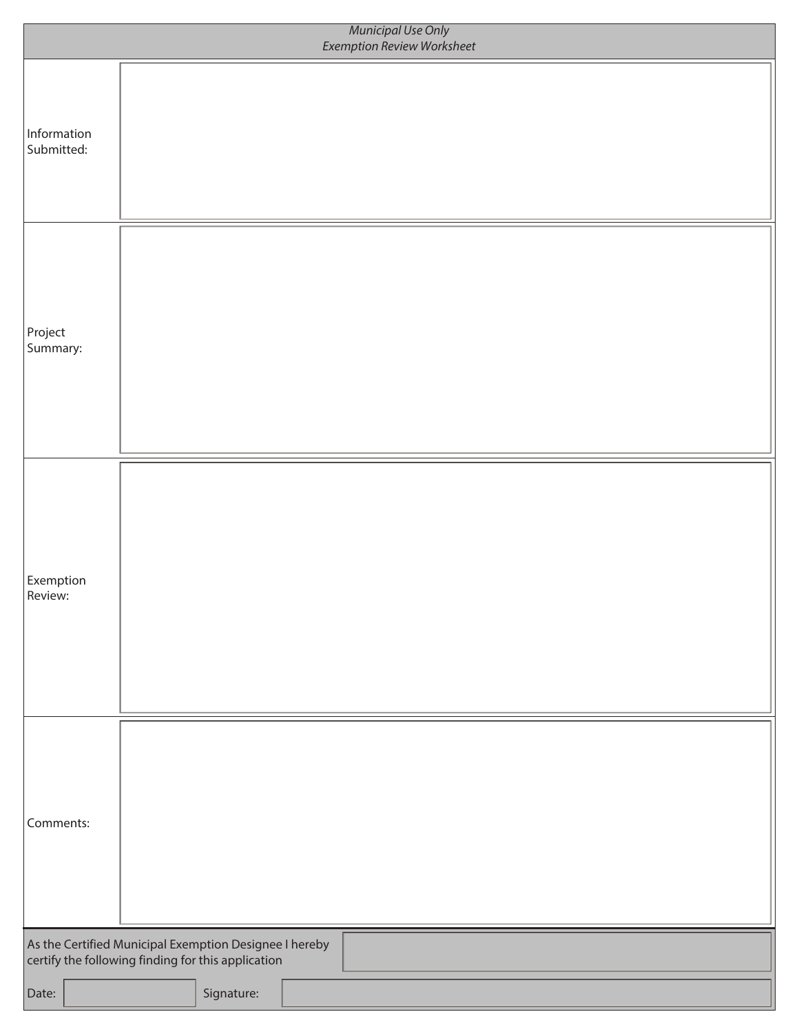| *Municipal Use Only*<br>*Exemption Review Worksheet* | |
|---|---|
| Information Submitted: | |
| Project Summary: | |
| Exemption Review: | |
| Comments: | |

As the Certified Municipal Exemption Designee I hereby certify the following finding for this application

Date:

Signature: